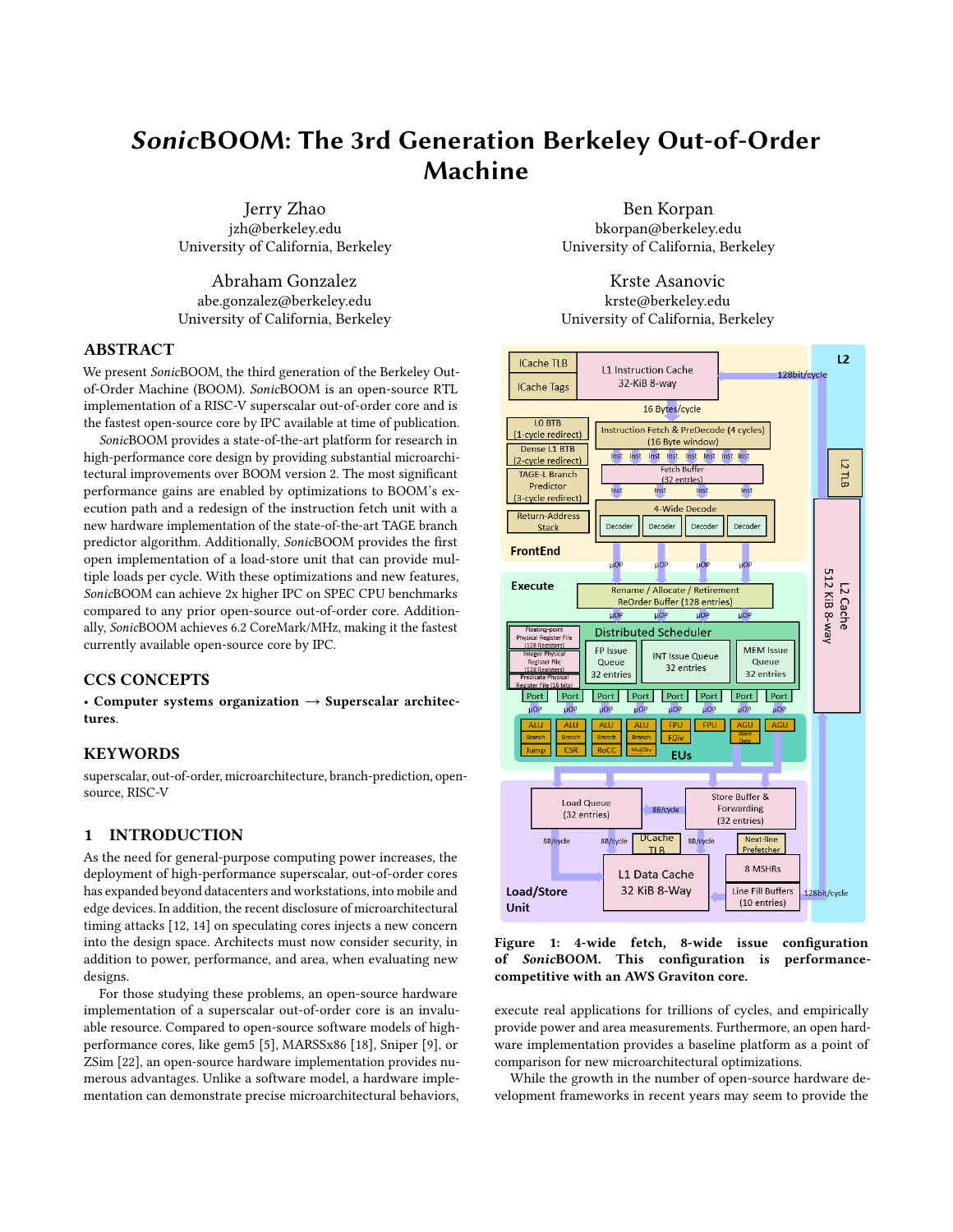# *Sonic*BOOM: The 3rd Generation Berkeley Out-of-Order Machine

Jerry Zhao
jzh@berkeley.edu
University of California, Berkeley

Ben Korpan
bkorpan@berkeley.edu
University of California, Berkeley

Abraham Gonzalez
abe.gonzalez@berkeley.edu
University of California, Berkeley

Krste Asanovic
krste@berkeley.edu
University of California, Berkeley

## ABSTRACT

We present *Sonic*BOOM, the third generation of the Berkeley Out-of-Order Machine (BOOM). *Sonic*BOOM is an open-source RTL implementation of a RISC-V superscalar out-of-order core and is the fastest open-source core by IPC available at time of publication.

*Sonic*BOOM provides a state-of-the-art platform for research in high-performance core design by providing substantial microarchitectural improvements over BOOM version 2. The most significant performance gains are enabled by optimizations to BOOM's execution path and a redesign of the instruction fetch unit with a new hardware implementation of the state-of-the-art TAGE branch predictor algorithm. Additionally, *Sonic*BOOM provides the first open implementation of a load-store unit that can provide multiple loads per cycle. With these optimizations and new features, *Sonic*BOOM can achieve 2x higher IPC on SPEC CPU benchmarks compared to any prior open-source out-of-order core. Additionally, *Sonic*BOOM achieves 6.2 CoreMark/MHz, making it the fastest currently available open-source core by IPC.

## CCS CONCEPTS

• **Computer systems organization** → **Superscalar architectures**.

## KEYWORDS

superscalar, out-of-order, microarchitecture, branch-prediction, open-source, RISC-V

## 1 INTRODUCTION

As the need for general-purpose computing power increases, the deployment of high-performance superscalar, out-of-order cores has expanded beyond datacenters and workstations, into mobile and edge devices. In addition, the recent disclosure of microarchitectural timing attacks [12, 14] on speculating cores injects a new concern into the design space. Architects must now consider security, in addition to power, performance, and area, when evaluating new designs.

For those studying these problems, an open-source hardware implementation of a superscalar out-of-order core is an invaluable resource. Compared to open-source software models of high-performance cores, like gem5 [5], MARSSx86 [18], Sniper [9], or ZSim [22], an open-source hardware implementation provides numerous advantages. Unlike a software model, a hardware implementation can demonstrate precise microarchitectural behaviors, execute real applications for trillions of cycles, and empirically provide power and area measurements. Furthermore, an open hardware implementation provides a baseline platform as a point of comparison for new microarchitectural optimizations.

**Figure 1: 4-wide fetch, 8-wide issue configuration of *Sonic*BOOM. This configuration is performance-competitive with an AWS Graviton core.**

While the growth in the number of open-source hardware development frameworks in recent years may seem to provide the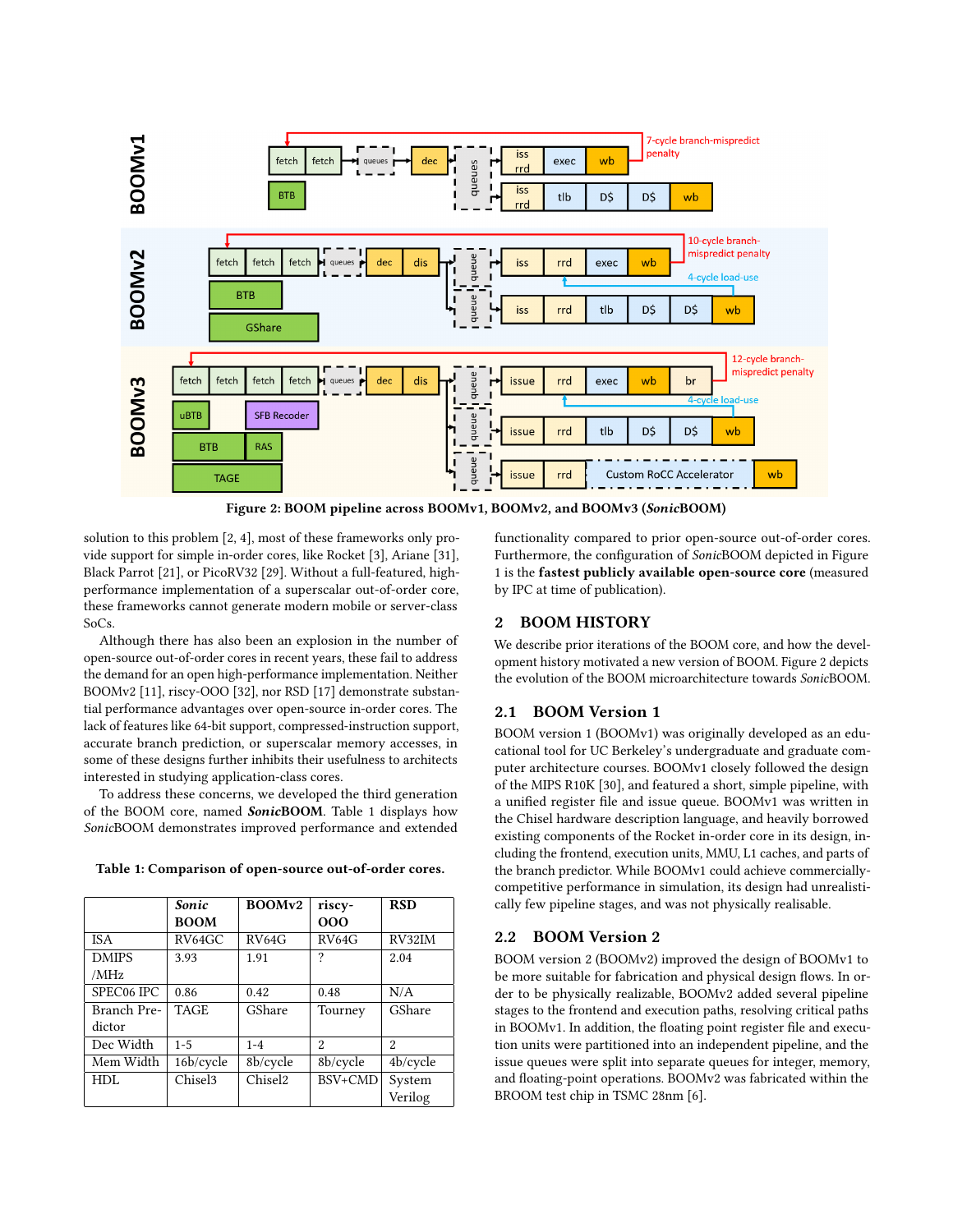Figure 2: BOOM pipeline across BOOMv1, BOOMv2, and BOOMv3 (*Sonic*BOOM)

solution to this problem [2, 4], most of these frameworks only provide support for simple in-order cores, like Rocket [3], Ariane [31], Black Parrot [21], or PicoRV32 [29]. Without a full-featured, high-performance implementation of a superscalar out-of-order core, these frameworks cannot generate modern mobile or server-class SoCs.

Although there has also been an explosion in the number of open-source out-of-order cores in recent years, these fail to address the demand for an open high-performance implementation. Neither BOOMv2 [11], riscy-OOO [32], nor RSD [17] demonstrate substantial performance advantages over open-source in-order cores. The lack of features like 64-bit support, compressed-instruction support, accurate branch prediction, or superscalar memory accesses, in some of these designs further inhibits their usefulness to architects interested in studying application-class cores.

To address these concerns, we developed the third generation of the BOOM core, named ***Sonic*BOOM**. Table 1 displays how *Sonic*BOOM demonstrates improved performance and extended functionality compared to prior open-source out-of-order cores. Furthermore, the configuration of *Sonic*BOOM depicted in Figure 1 is the **fastest publicly available open-source core** (measured by IPC at time of publication).

**Table 1: Comparison of open-source out-of-order cores.**

| | ***Sonic* BOOM** | **BOOMv2** | **riscy-OOO** | **RSD** |
|---|---|---|---|---|
| ISA | RV64GC | RV64G | RV64G | RV32IM |
| DMIPS /MHz | 3.93 | 1.91 | ? | 2.04 |
| SPEC06 IPC | 0.86 | 0.42 | 0.48 | N/A |
| Branch Predictor | TAGE | GShare | Tourney | GShare |
| Dec Width | 1-5 | 1-4 | 2 | 2 |
| Mem Width | 16b/cycle | 8b/cycle | 8b/cycle | 4b/cycle |
| HDL | Chisel3 | Chisel2 | BSV+CMD | System Verilog |

## 2 BOOM HISTORY

We describe prior iterations of the BOOM core, and how the development history motivated a new version of BOOM. Figure 2 depicts the evolution of the BOOM microarchitecture towards *Sonic*BOOM.

### 2.1 BOOM Version 1

BOOM version 1 (BOOMv1) was originally developed as an educational tool for UC Berkeley's undergraduate and graduate computer architecture courses. BOOMv1 closely followed the design of the MIPS R10K [30], and featured a short, simple pipeline, with a unified register file and issue queue. BOOMv1 was written in the Chisel hardware description language, and heavily borrowed existing components of the Rocket in-order core in its design, including the frontend, execution units, MMU, L1 caches, and parts of the branch predictor. While BOOMv1 could achieve commercially-competitive performance in simulation, its design had unrealistically few pipeline stages, and was not physically realisable.

### 2.2 BOOM Version 2

BOOM version 2 (BOOMv2) improved the design of BOOMv1 to be more suitable for fabrication and physical design flows. In order to be physically realizable, BOOMv2 added several pipeline stages to the frontend and execution paths, resolving critical paths in BOOMv1. In addition, the floating point register file and execution units were partitioned into an independent pipeline, and the issue queues were split into separate queues for integer, memory, and floating-point operations. BOOMv2 was fabricated within the BROOM test chip in TSMC 28nm [6].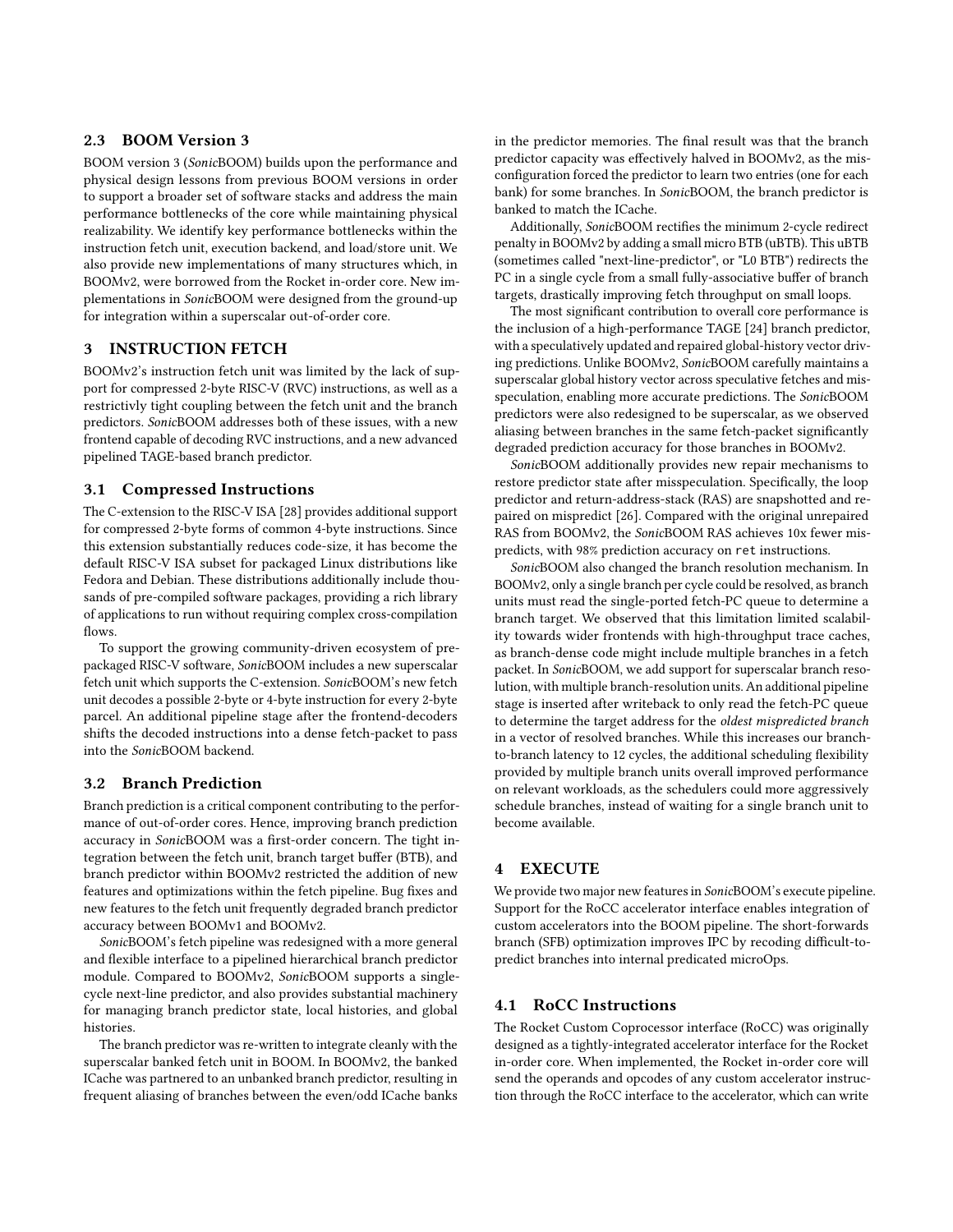### 2.3 BOOM Version 3

BOOM version 3 (*Sonic*BOOM) builds upon the performance and physical design lessons from previous BOOM versions in order to support a broader set of software stacks and address the main performance bottlenecks of the core while maintaining physical realizability. We identify key performance bottlenecks within the instruction fetch unit, execution backend, and load/store unit. We also provide new implementations of many structures which, in BOOMv2, were borrowed from the Rocket in-order core. New implementations in *Sonic*BOOM were designed from the ground-up for integration within a superscalar out-of-order core.

## 3 INSTRUCTION FETCH

BOOMv2's instruction fetch unit was limited by the lack of support for compressed 2-byte RISC-V (RVC) instructions, as well as a restrictivly tight coupling between the fetch unit and the branch predictors. *Sonic*BOOM addresses both of these issues, with a new frontend capable of decoding RVC instructions, and a new advanced pipelined TAGE-based branch predictor.

### 3.1 Compressed Instructions

The C-extension to the RISC-V ISA [28] provides additional support for compressed 2-byte forms of common 4-byte instructions. Since this extension substantially reduces code-size, it has become the default RISC-V ISA subset for packaged Linux distributions like Fedora and Debian. These distributions additionally include thousands of pre-compiled software packages, providing a rich library of applications to run without requiring complex cross-compilation flows.

To support the growing community-driven ecosystem of pre-packaged RISC-V software, *Sonic*BOOM includes a new superscalar fetch unit which supports the C-extension. *Sonic*BOOM's new fetch unit decodes a possible 2-byte or 4-byte instruction for every 2-byte parcel. An additional pipeline stage after the frontend-decoders shifts the decoded instructions into a dense fetch-packet to pass into the *Sonic*BOOM backend.

### 3.2 Branch Prediction

Branch prediction is a critical component contributing to the performance of out-of-order cores. Hence, improving branch prediction accuracy in *Sonic*BOOM was a first-order concern. The tight integration between the fetch unit, branch target buffer (BTB), and branch predictor within BOOMv2 restricted the addition of new features and optimizations within the fetch pipeline. Bug fixes and new features to the fetch unit frequently degraded branch predictor accuracy between BOOMv1 and BOOMv2.

*Sonic*BOOM's fetch pipeline was redesigned with a more general and flexible interface to a pipelined hierarchical branch predictor module. Compared to BOOMv2, *Sonic*BOOM supports a single-cycle next-line predictor, and also provides substantial machinery for managing branch predictor state, local histories, and global histories.

The branch predictor was re-written to integrate cleanly with the superscalar banked fetch unit in BOOM. In BOOMv2, the banked ICache was partnered to an unbanked branch predictor, resulting in frequent aliasing of branches between the even/odd ICache banks in the predictor memories. The final result was that the branch predictor capacity was effectively halved in BOOMv2, as the misconfiguration forced the predictor to learn two entries (one for each bank) for some branches. In *Sonic*BOOM, the branch predictor is banked to match the ICache.

Additionally, *Sonic*BOOM rectifies the minimum 2-cycle redirect penalty in BOOMv2 by adding a small micro BTB (uBTB). This uBTB (sometimes called "next-line-predictor", or "L0 BTB") redirects the PC in a single cycle from a small fully-associative buffer of branch targets, drastically improving fetch throughput on small loops.

The most significant contribution to overall core performance is the inclusion of a high-performance TAGE [24] branch predictor, with a speculatively updated and repaired global-history vector driving predictions. Unlike BOOMv2, *Sonic*BOOM carefully maintains a superscalar global history vector across speculative fetches and misspeculation, enabling more accurate predictions. The *Sonic*BOOM predictors were also redesigned to be superscalar, as we observed aliasing between branches in the same fetch-packet significantly degraded prediction accuracy for those branches in BOOMv2.

*Sonic*BOOM additionally provides new repair mechanisms to restore predictor state after misspeculation. Specifically, the loop predictor and return-address-stack (RAS) are snapshotted and repaired on mispredict [26]. Compared with the original unrepaired RAS from BOOMv2, the *Sonic*BOOM RAS achieves 10x fewer mispredicts, with 98% prediction accuracy on `ret` instructions.

*Sonic*BOOM also changed the branch resolution mechanism. In BOOMv2, only a single branch per cycle could be resolved, as branch units must read the single-ported fetch-PC queue to determine a branch target. We observed that this limitation limited scalability towards wider frontends with high-throughput trace caches, as branch-dense code might include multiple branches in a fetch packet. In *Sonic*BOOM, we add support for superscalar branch resolution, with multiple branch-resolution units. An additional pipeline stage is inserted after writeback to only read the fetch-PC queue to determine the target address for the *oldest mispredicted branch* in a vector of resolved branches. While this increases our branch-to-branch latency to 12 cycles, the additional scheduling flexibility provided by multiple branch units overall improved performance on relevant workloads, as the schedulers could more aggressively schedule branches, instead of waiting for a single branch unit to become available.

## 4 EXECUTE

We provide two major new features in *Sonic*BOOM's execute pipeline. Support for the RoCC accelerator interface enables integration of custom accelerators into the BOOM pipeline. The short-forwards branch (SFB) optimization improves IPC by recoding difficult-to-predict branches into internal predicated microOps.

### 4.1 RoCC Instructions

The Rocket Custom Coprocessor interface (RoCC) was originally designed as a tightly-integrated accelerator interface for the Rocket in-order core. When implemented, the Rocket in-order core will send the operands and opcodes of any custom accelerator instruction through the RoCC interface to the accelerator, which can write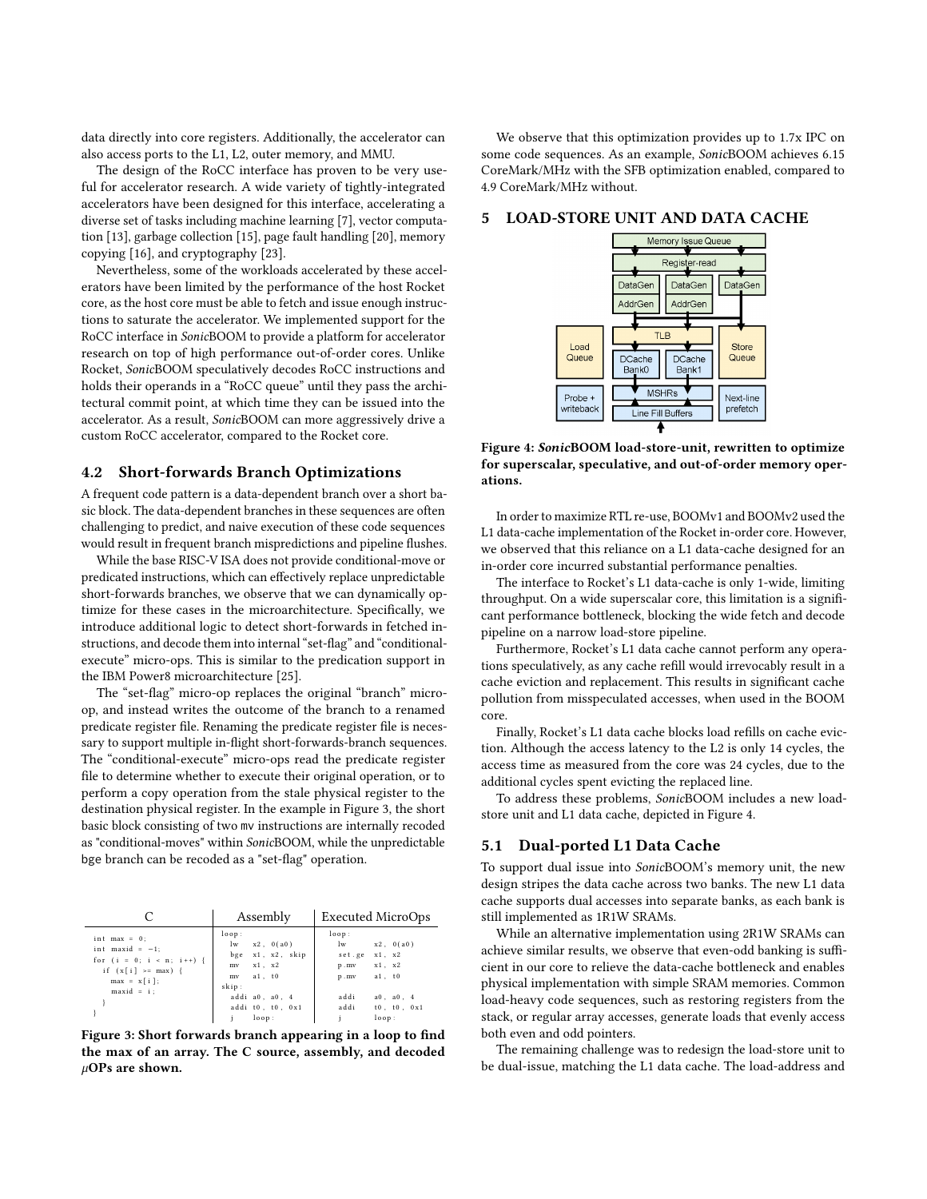data directly into core registers. Additionally, the accelerator can also access ports to the L1, L2, outer memory, and MMU.

The design of the RoCC interface has proven to be very useful for accelerator research. A wide variety of tightly-integrated accelerators have been designed for this interface, accelerating a diverse set of tasks including machine learning [7], vector computation [13], garbage collection [15], page fault handling [20], memory copying [16], and cryptography [23].

Nevertheless, some of the workloads accelerated by these accelerators have been limited by the performance of the host Rocket core, as the host core must be able to fetch and issue enough instructions to saturate the accelerator. We implemented support for the RoCC interface in *Sonic*BOOM to provide a platform for accelerator research on top of high performance out-of-order cores. Unlike Rocket, *Sonic*BOOM speculatively decodes RoCC instructions and holds their operands in a "RoCC queue" until they pass the architectural commit point, at which time they can be issued into the accelerator. As a result, *Sonic*BOOM can more aggressively drive a custom RoCC accelerator, compared to the Rocket core.

### 4.2 Short-forwards Branch Optimizations

A frequent code pattern is a data-dependent branch over a short basic block. The data-dependent branches in these sequences are often challenging to predict, and naive execution of these code sequences would result in frequent branch mispredictions and pipeline flushes.

While the base RISC-V ISA does not provide conditional-move or predicated instructions, which can effectively replace unpredictable short-forwards branches, we observe that we can dynamically optimize for these cases in the microarchitecture. Specifically, we introduce additional logic to detect short-forwards in fetched instructions, and decode them into internal "set-flag" and "conditional-execute" micro-ops. This is similar to the predication support in the IBM Power8 microarchitecture [25].

The "set-flag" micro-op replaces the original "branch" micro-op, and instead writes the outcome of the branch to a renamed predicate register file. Renaming the predicate register file is necessary to support multiple in-flight short-forwards-branch sequences. The "conditional-execute" micro-ops read the predicate register file to determine whether to execute their original operation, or to perform a copy operation from the stale physical register to the destination physical register. In the example in Figure 3, the short basic block consisting of two `mv` instructions are internally recoded as "conditional-moves" within *Sonic*BOOM, while the unpredictable `bge` branch can be recoded as a "set-flag" operation.

| C | Assembly | Executed MicroOps |
|---|---|---|
| <pre>int max = 0;<br>int maxid = -1;<br>for (i = 0; i < n; i++) {<br>  if (x[i] >= max) {<br>    max = x[i];<br>    maxid = i;<br>  }<br>}</pre> | <pre>loop:<br>  lw   x2, 0(a0)<br>  bge  x1, x2, skip<br>  mv   x1, x2<br>  mv   a1, t0<br>skip:<br>  addi a0, a0, 4<br>  addi t0, t0, 0x1<br>  j    loop:</pre> | <pre>loop:<br>  lw     x2, 0(a0)<br>  set.ge x1, x2<br>  p.mv   x1, x2<br>  p.mv   a1, t0<br><br>  addi   a0, a0, 4<br>  addi   t0, t0, 0x1<br>  j      loop:</pre> |

**Figure 3: Short forwards branch appearing in a loop to find the max of an array. The C source, assembly, and decoded $\mu$OPs are shown.**

We observe that this optimization provides up to 1.7x IPC on some code sequences. As an example, *Sonic*BOOM achieves 6.15 CoreMark/MHz with the SFB optimization enabled, compared to 4.9 CoreMark/MHz without.

## 5 LOAD-STORE UNIT AND DATA CACHE

**Figure 4: *Sonic*BOOM load-store-unit, rewritten to optimize for superscalar, speculative, and out-of-order memory operations.**

In order to maximize RTL re-use, BOOMv1 and BOOMv2 used the L1 data-cache implementation of the Rocket in-order core. However, we observed that this reliance on a L1 data-cache designed for an in-order core incurred substantial performance penalties.

The interface to Rocket's L1 data-cache is only 1-wide, limiting throughput. On a wide superscalar core, this limitation is a significant performance bottleneck, blocking the wide fetch and decode pipeline on a narrow load-store pipeline.

Furthermore, Rocket's L1 data cache cannot perform any operations speculatively, as any cache refill would irrevocably result in a cache eviction and replacement. This results in significant cache pollution from misspeculated accesses, when used in the BOOM core.

Finally, Rocket's L1 data cache blocks load refills on cache eviction. Although the access latency to the L2 is only 14 cycles, the access time as measured from the core was 24 cycles, due to the additional cycles spent evicting the replaced line.

To address these problems, *Sonic*BOOM includes a new load-store unit and L1 data cache, depicted in Figure 4.

### 5.1 Dual-ported L1 Data Cache

To support dual issue into *Sonic*BOOM's memory unit, the new design stripes the data cache across two banks. The new L1 data cache supports dual accesses into separate banks, as each bank is still implemented as 1R1W SRAMs.

While an alternative implementation using 2R1W SRAMs can achieve similar results, we observe that even-odd banking is sufficient in our core to relieve the data-cache bottleneck and enables physical implementation with simple SRAM memories. Common load-heavy code sequences, such as restoring registers from the stack, or regular array accesses, generate loads that evenly access both even and odd pointers.

The remaining challenge was to redesign the load-store unit to be dual-issue, matching the L1 data cache. The load-address and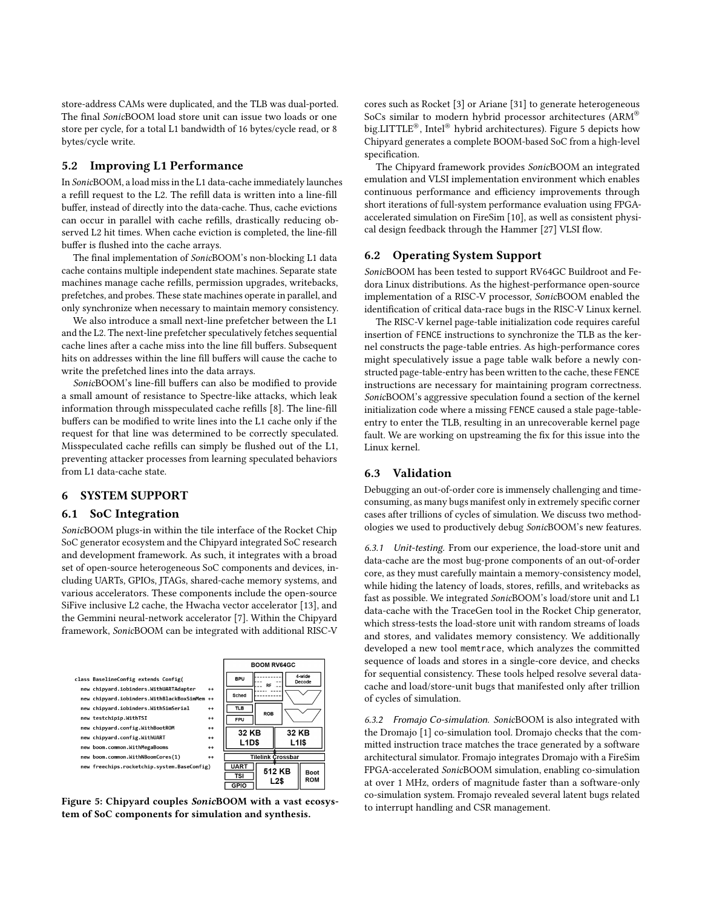store-address CAMs were duplicated, and the TLB was dual-ported. The final *Sonic*BOOM load store unit can issue two loads or one store per cycle, for a total L1 bandwidth of 16 bytes/cycle read, or 8 bytes/cycle write.

## 5.2 Improving L1 Performance

In *Sonic*BOOM, a load miss in the L1 data-cache immediately launches a refill request to the L2. The refill data is written into a line-fill buffer, instead of directly into the data-cache. Thus, cache evictions can occur in parallel with cache refills, drastically reducing observed L2 hit times. When cache eviction is completed, the line-fill buffer is flushed into the cache arrays.

The final implementation of *Sonic*BOOM's non-blocking L1 data cache contains multiple independent state machines. Separate state machines manage cache refills, permission upgrades, writebacks, prefetches, and probes. These state machines operate in parallel, and only synchronize when necessary to maintain memory consistency.

We also introduce a small next-line prefetcher between the L1 and the L2. The next-line prefetcher speculatively fetches sequential cache lines after a cache miss into the line fill buffers. Subsequent hits on addresses within the line fill buffers will cause the cache to write the prefetched lines into the data arrays.

*Sonic*BOOM's line-fill buffers can also be modified to provide a small amount of resistance to Spectre-like attacks, which leak information through misspeculated cache refills [8]. The line-fill buffers can be modified to write lines into the L1 cache only if the request for that line was determined to be correctly speculated. Misspeculated cache refills can simply be flushed out of the L1, preventing attacker processes from learning speculated behaviors from L1 data-cache state.

# 6 SYSTEM SUPPORT

## 6.1 SoC Integration

*Sonic*BOOM plugs-in within the tile interface of the Rocket Chip SoC generator ecosystem and the Chipyard integrated SoC research and development framework. As such, it integrates with a broad set of open-source heterogeneous SoC components and devices, including UARTs, GPIOs, JTAGs, shared-cache memory systems, and various accelerators. These components include the open-source SiFive inclusive L2 cache, the Hwacha vector accelerator [13], and the Gemmini neural-network accelerator [7]. Within the Chipyard framework, *Sonic*BOOM can be integrated with additional RISC-V cores such as Rocket [3] or Ariane [31] to generate heterogeneous SoCs similar to modern hybrid processor architectures (ARM® big.LITTLE®, Intel® hybrid architectures). Figure 5 depicts how Chipyard generates a complete BOOM-based SoC from a high-level specification.

```
class BaselineConfig extends Config(
  new chipyard.iobinders.WithUARTAdapter      ++
  new chipyard.iobinders.WithBlackBoxSimMem ++
  new chipyard.iobinders.WithSimSerial        ++
  new testchipip.WithTSI                      ++
  new chipyard.config.WithBootROM             ++
  new chipyard.config.WithUART                ++
  new boom.common.WithMegaBooms               ++
  new boom.common.WithNBoomCores(1)           ++
  new freechips.rocketchip.system.BaseConfig)
```

BOOM RV64GC: BPU, RF, 4-wide Decode, Sched, TLB, ROB, FPU, 32 KB L1D$, 32 KB L1I$, Tilelink Crossbar, UART, TSI, GPIO, 512 KB L2$, Boot ROM

Figure 5: Chipyard couples *Sonic*BOOM with a vast ecosystem of SoC components for simulation and synthesis.

The Chipyard framework provides *Sonic*BOOM an integrated emulation and VLSI implementation environment which enables continuous performance and efficiency improvements through short iterations of full-system performance evaluation using FPGA-accelerated simulation on FireSim [10], as well as consistent physical design feedback through the Hammer [27] VLSI flow.

## 6.2 Operating System Support

*Sonic*BOOM has been tested to support RV64GC Buildroot and Fedora Linux distributions. As the highest-performance open-source implementation of a RISC-V processor, *Sonic*BOOM enabled the identification of critical data-race bugs in the RISC-V Linux kernel.

The RISC-V kernel page-table initialization code requires careful insertion of FENCE instructions to synchronize the TLB as the kernel constructs the page-table entries. As high-performance cores might speculatively issue a page table walk before a newly constructed page-table-entry has been written to the cache, these FENCE instructions are necessary for maintaining program correctness. *Sonic*BOOM's aggressive speculation found a section of the kernel initialization code where a missing FENCE caused a stale page-table-entry to enter the TLB, resulting in an unrecoverable kernel page fault. We are working on upstreaming the fix for this issue into the Linux kernel.

## 6.3 Validation

Debugging an out-of-order core is immensely challenging and time-consuming, as many bugs manifest only in extremely specific corner cases after trillions of cycles of simulation. We discuss two methodologies we used to productively debug *Sonic*BOOM's new features.

*6.3.1 Unit-testing.* From our experience, the load-store unit and data-cache are the most bug-prone components of an out-of-order core, as they must carefully maintain a memory-consistency model, while hiding the latency of loads, stores, refills, and writebacks as fast as possible. We integrated *Sonic*BOOM's load/store unit and L1 data-cache with the TraceGen tool in the Rocket Chip generator, which stress-tests the load-store unit with random streams of loads and stores, and validates memory consistency. We additionally developed a new tool memtrace, which analyzes the committed sequence of loads and stores in a single-core device, and checks for sequential consistency. These tools helped resolve several data-cache and load/store-unit bugs that manifested only after trillion of cycles of simulation.

*6.3.2 Fromajo Co-simulation.* *Sonic*BOOM is also integrated with the Dromajo [1] co-simulation tool. Dromajo checks that the committed instruction trace matches the trace generated by a software architectural simulator. Fromajo integrates Dromajo with a FireSim FPGA-accelerated *Sonic*BOOM simulation, enabling co-simulation at over 1 MHz, orders of magnitude faster than a software-only co-simulation system. Fromajo revealed several latent bugs related to interrupt handling and CSR management.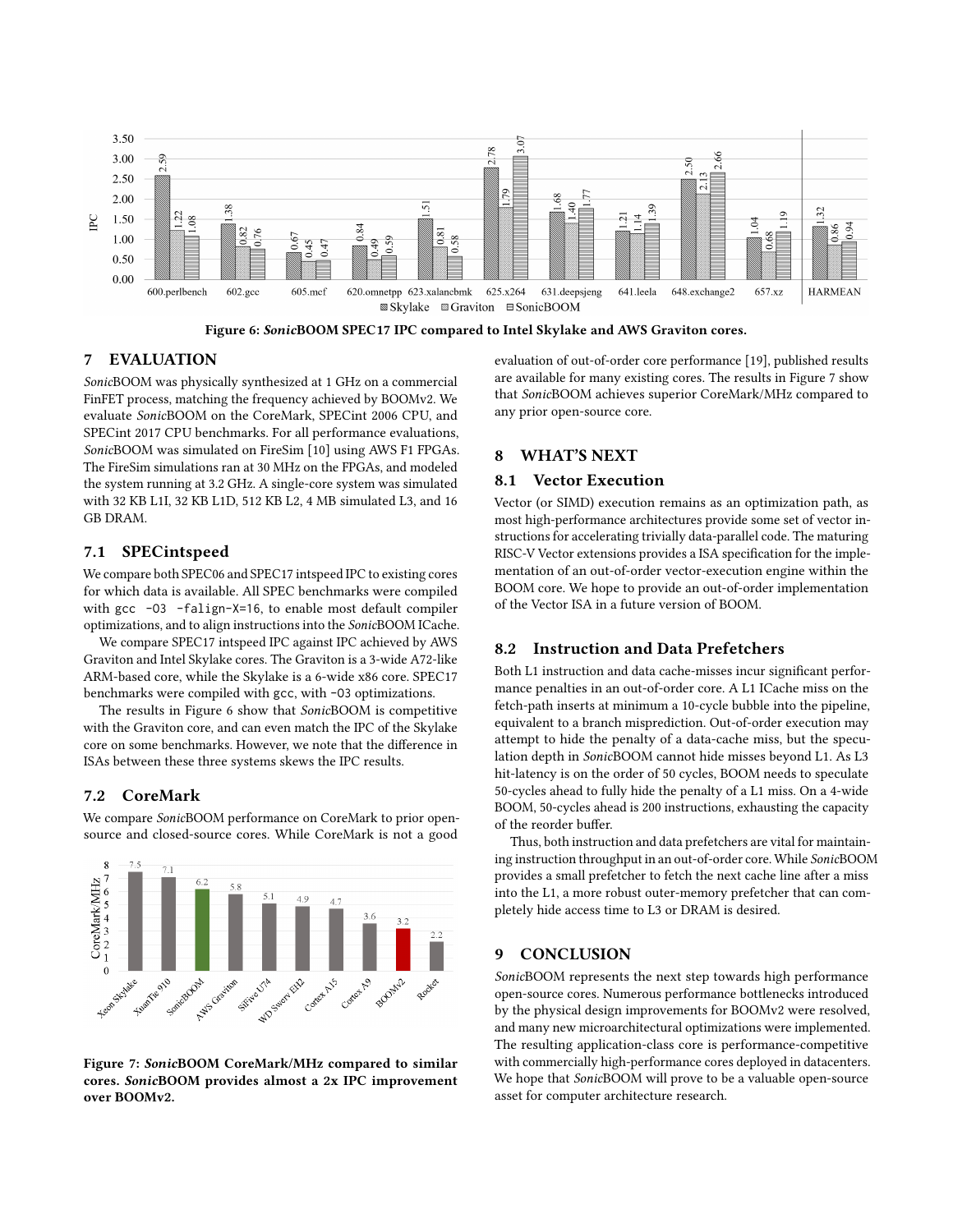Figure 6: ***Sonic*****BOOM SPEC17 IPC compared to Intel Skylake and AWS Graviton cores.**

## 7 EVALUATION

*Sonic*BOOM was physically synthesized at 1 GHz on a commercial FinFET process, matching the frequency achieved by BOOMv2. We evaluate *Sonic*BOOM on the CoreMark, SPECint 2006 CPU, and SPECint 2017 CPU benchmarks. For all performance evaluations, *Sonic*BOOM was simulated on FireSim [10] using AWS F1 FPGAs. The FireSim simulations ran at 30 MHz on the FPGAs, and modeled the system running at 3.2 GHz. A single-core system was simulated with 32 KB L1I, 32 KB L1D, 512 KB L2, 4 MB simulated L3, and 16 GB DRAM.

### 7.1 SPECintspeed

We compare both SPEC06 and SPEC17 intspeed IPC to existing cores for which data is available. All SPEC benchmarks were compiled with `gcc -O3 -falign-X=16`, to enable most default compiler optimizations, and to align instructions into the *Sonic*BOOM ICache.

We compare SPEC17 intspeed IPC against IPC achieved by AWS Graviton and Intel Skylake cores. The Graviton is a 3-wide A72-like ARM-based core, while the Skylake is a 6-wide x86 core. SPEC17 benchmarks were compiled with `gcc`, with `-O3` optimizations.

The results in Figure 6 show that *Sonic*BOOM is competitive with the Graviton core, and can even match the IPC of the Skylake core on some benchmarks. However, we note that the difference in ISAs between these three systems skews the IPC results.

### 7.2 CoreMark

We compare *Sonic*BOOM performance on CoreMark to prior open-source and closed-source cores. While CoreMark is not a good evaluation of out-of-order core performance [19], published results are available for many existing cores. The results in Figure 7 show that *Sonic*BOOM achieves superior CoreMark/MHz compared to any prior open-source core.

**Figure 7: *Sonic*BOOM CoreMark/MHz compared to similar cores. *Sonic*BOOM provides almost a 2x IPC improvement over BOOMv2.**

## 8 WHAT'S NEXT

### 8.1 Vector Execution

Vector (or SIMD) execution remains as an optimization path, as most high-performance architectures provide some set of vector instructions for accelerating trivially data-parallel code. The maturing RISC-V Vector extensions provides a ISA specification for the implementation of an out-of-order vector-execution engine within the BOOM core. We hope to provide an out-of-order implementation of the Vector ISA in a future version of BOOM.

### 8.2 Instruction and Data Prefetchers

Both L1 instruction and data cache-misses incur significant performance penalties in an out-of-order core. A L1 ICache miss on the fetch-path inserts at minimum a 10-cycle bubble into the pipeline, equivalent to a branch misprediction. Out-of-order execution may attempt to hide the penalty of a data-cache miss, but the speculation depth in *Sonic*BOOM cannot hide misses beyond L1. As L3 hit-latency is on the order of 50 cycles, BOOM needs to speculate 50-cycles ahead to fully hide the penalty of a L1 miss. On a 4-wide BOOM, 50-cycles ahead is 200 instructions, exhausting the capacity of the reorder buffer.

Thus, both instruction and data prefetchers are vital for maintaining instruction throughput in an out-of-order core. While *Sonic*BOOM provides a small prefetcher to fetch the next cache line after a miss into the L1, a more robust outer-memory prefetcher that can completely hide access time to L3 or DRAM is desired.

## 9 CONCLUSION

*Sonic*BOOM represents the next step towards high performance open-source cores. Numerous performance bottlenecks introduced by the physical design improvements for BOOMv2 were resolved, and many new microarchitectural optimizations were implemented. The resulting application-class core is performance-competitive with commercially high-performance cores deployed in datacenters. We hope that *Sonic*BOOM will prove to be a valuable open-source asset for computer architecture research.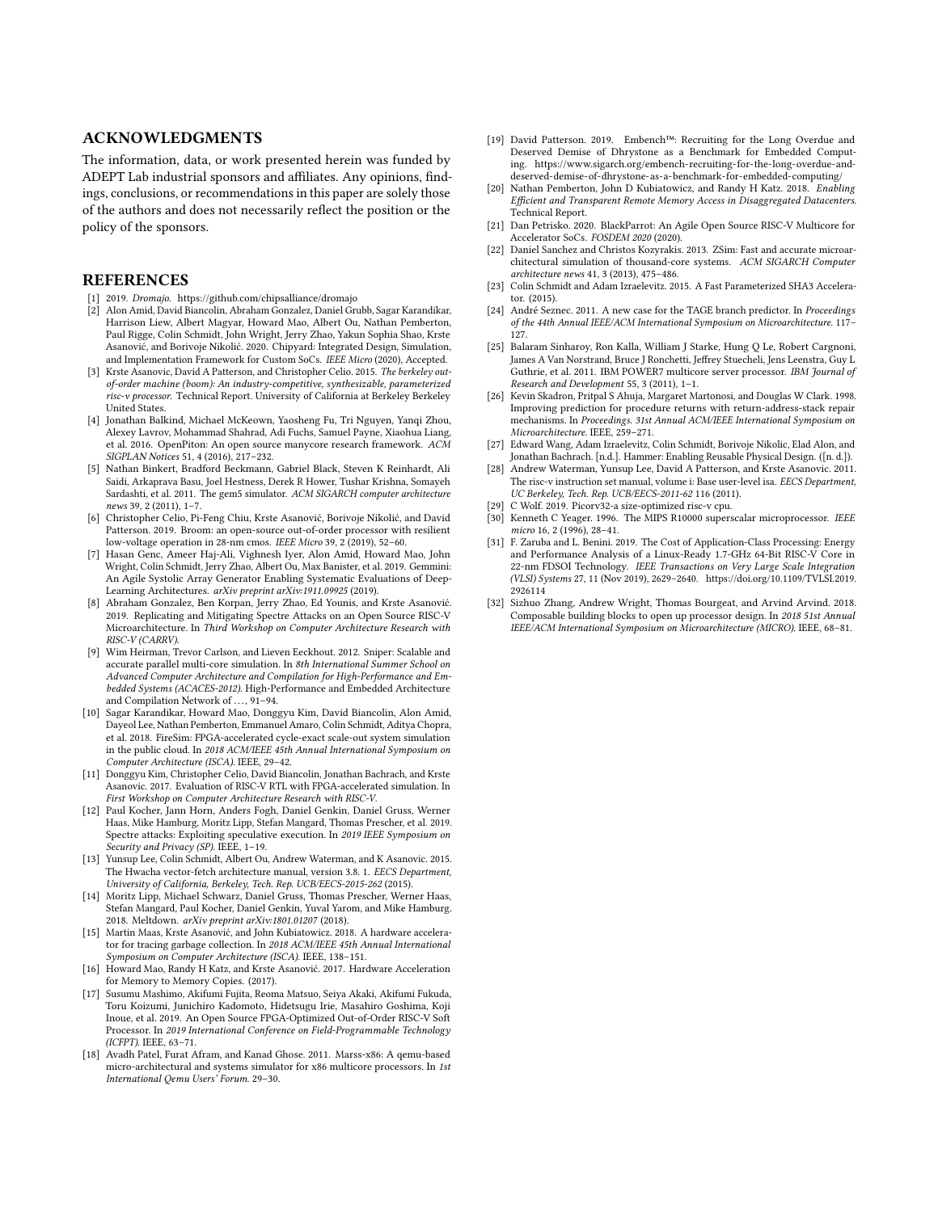## ACKNOWLEDGMENTS

The information, data, or work presented herein was funded by ADEPT Lab industrial sponsors and affiliates. Any opinions, findings, conclusions, or recommendations in this paper are solely those of the authors and does not necessarily reflect the position or the policy of the sponsors.

## REFERENCES

- [1] 2019. *Dromajo.* https://github.com/chipsalliance/dromajo
- [2] Alon Amid, David Biancolin, Abraham Gonzalez, Daniel Grubb, Sagar Karandikar, Harrison Liew, Albert Magyar, Howard Mao, Albert Ou, Nathan Pemberton, Paul Rigge, Colin Schmidt, John Wright, Jerry Zhao, Yakun Sophia Shao, Krste Asanović, and Borivoje Nikolić. 2020. Chipyard: Integrated Design, Simulation, and Implementation Framework for Custom SoCs. *IEEE Micro* (2020), Accepted.
- [3] Krste Asanovic, David A Patterson, and Christopher Celio. 2015. *The berkeley out-of-order machine (boom): An industry-competitive, synthesizable, parameterized risc-v processor.* Technical Report. University of California at Berkeley Berkeley United States.
- [4] Jonathan Balkind, Michael McKeown, Yaosheng Fu, Tri Nguyen, Yanqi Zhou, Alexey Lavrov, Mohammad Shahrad, Adi Fuchs, Samuel Payne, Xiaohua Liang, et al. 2016. OpenPiton: An open source manycore research framework. *ACM SIGPLAN Notices* 51, 4 (2016), 217–232.
- [5] Nathan Binkert, Bradford Beckmann, Gabriel Black, Steven K Reinhardt, Ali Saidi, Arkaprava Basu, Joel Hestness, Derek R Hower, Tushar Krishna, Somayeh Sardashti, et al. 2011. The gem5 simulator. *ACM SIGARCH computer architecture news* 39, 2 (2011), 1–7.
- [6] Christopher Celio, Pi-Feng Chiu, Krste Asanović, Borivoje Nikolić, and David Patterson. 2019. Broom: an open-source out-of-order processor with resilient low-voltage operation in 28-nm cmos. *IEEE Micro* 39, 2 (2019), 52–60.
- [7] Hasan Genc, Ameer Haj-Ali, Vighnesh Iyer, Alon Amid, Howard Mao, John Wright, Colin Schmidt, Jerry Zhao, Albert Ou, Max Banister, et al. 2019. Gemmini: An Agile Systolic Array Generator Enabling Systematic Evaluations of Deep-Learning Architectures. *arXiv preprint arXiv:1911.09925* (2019).
- [8] Abraham Gonzalez, Ben Korpan, Jerry Zhao, Ed Younis, and Krste Asanović. 2019. Replicating and Mitigating Spectre Attacks on an Open Source RISC-V Microarchitecture. In *Third Workshop on Computer Architecture Research with RISC-V (CARRV).*
- [9] Wim Heirman, Trevor Carlson, and Lieven Eeckhout. 2012. Sniper: Scalable and accurate parallel multi-core simulation. In *8th International Summer School on Advanced Computer Architecture and Compilation for High-Performance and Embedded Systems (ACACES-2012).* High-Performance and Embedded Architecture and Compilation Network of …, 91–94.
- [10] Sagar Karandikar, Howard Mao, Donggyu Kim, David Biancolin, Alon Amid, Dayeol Lee, Nathan Pemberton, Emmanuel Amaro, Colin Schmidt, Aditya Chopra, et al. 2018. FireSim: FPGA-accelerated cycle-exact scale-out system simulation in the public cloud. In *2018 ACM/IEEE 45th Annual International Symposium on Computer Architecture (ISCA).* IEEE, 29–42.
- [11] Donggyu Kim, Christopher Celio, David Biancolin, Jonathan Bachrach, and Krste Asanovic. 2017. Evaluation of RISC-V RTL with FPGA-accelerated simulation. In *First Workshop on Computer Architecture Research with RISC-V.*
- [12] Paul Kocher, Jann Horn, Anders Fogh, Daniel Genkin, Daniel Gruss, Werner Haas, Mike Hamburg, Moritz Lipp, Stefan Mangard, Thomas Prescher, et al. 2019. Spectre attacks: Exploiting speculative execution. In *2019 IEEE Symposium on Security and Privacy (SP).* IEEE, 1–19.
- [13] Yunsup Lee, Colin Schmidt, Albert Ou, Andrew Waterman, and K Asanovic. 2015. The Hwacha vector-fetch architecture manual, version 3.8. 1. *EECS Department, University of California, Berkeley, Tech. Rep. UCB/EECS-2015-262* (2015).
- [14] Moritz Lipp, Michael Schwarz, Daniel Gruss, Thomas Prescher, Werner Haas, Stefan Mangard, Paul Kocher, Daniel Genkin, Yuval Yarom, and Mike Hamburg. 2018. Meltdown. *arXiv preprint arXiv:1801.01207* (2018).
- [15] Martin Maas, Krste Asanović, and John Kubiatowicz. 2018. A hardware accelerator for tracing garbage collection. In *2018 ACM/IEEE 45th Annual International Symposium on Computer Architecture (ISCA).* IEEE, 138–151.
- [16] Howard Mao, Randy H Katz, and Krste Asanović. 2017. Hardware Acceleration for Memory to Memory Copies. (2017).
- [17] Susumu Mashimo, Akifumi Fujita, Reoma Matsuo, Seiya Akaki, Akifumi Fukuda, Toru Koizumi, Junichiro Kadomoto, Hidetsugu Irie, Masahiro Goshima, Koji Inoue, et al. 2019. An Open Source FPGA-Optimized Out-of-Order RISC-V Soft Processor. In *2019 International Conference on Field-Programmable Technology (ICFPT).* IEEE, 63–71.
- [18] Avadh Patel, Furat Afram, and Kanad Ghose. 2011. Marss-x86: A qemu-based micro-architectural and systems simulator for x86 multicore processors. In *1st International Qemu Users' Forum.* 29–30.
- [19] David Patterson. 2019. Embench™: Recruiting for the Long Overdue and Deserved Demise of Dhrystone as a Benchmark for Embedded Computing. https://www.sigarch.org/embench-recruiting-for-the-long-overdue-and-deserved-demise-of-dhrystone-as-a-benchmark-for-embedded-computing/
- [20] Nathan Pemberton, John D Kubiatowicz, and Randy H Katz. 2018. *Enabling Efficient and Transparent Remote Memory Access in Disaggregated Datacenters.* Technical Report.
- [21] Dan Petrisko. 2020. BlackParrot: An Agile Open Source RISC-V Multicore for Accelerator SoCs. *FOSDEM 2020* (2020).
- [22] Daniel Sanchez and Christos Kozyrakis. 2013. ZSim: Fast and accurate microarchitectural simulation of thousand-core systems. *ACM SIGARCH Computer architecture news* 41, 3 (2013), 475–486.
- [23] Colin Schmidt and Adam Izraelevitz. 2015. A Fast Parameterized SHA3 Accelerator. (2015).
- [24] André Seznec. 2011. A new case for the TAGE branch predictor. In *Proceedings of the 44th Annual IEEE/ACM International Symposium on Microarchitecture.* 117–127.
- [25] Balaram Sinharoy, Ron Kalla, William J Starke, Hung Q Le, Robert Cargnoni, James A Van Norstrand, Bruce J Ronchetti, Jeffrey Stuecheli, Jens Leenstra, Guy L Guthrie, et al. 2011. IBM POWER7 multicore server processor. *IBM Journal of Research and Development* 55, 3 (2011), 1–1.
- [26] Kevin Skadron, Pritpal S Ahuja, Margaret Martonosi, and Douglas W Clark. 1998. Improving prediction for procedure returns with return-address-stack repair mechanisms. In *Proceedings. 31st Annual ACM/IEEE International Symposium on Microarchitecture.* IEEE, 259–271.
- [27] Edward Wang, Adam Izraelevitz, Colin Schmidt, Borivoje Nikolic, Elad Alon, and Jonathan Bachrach. [n.d.]. Hammer: Enabling Reusable Physical Design. ([n. d.]).
- [28] Andrew Waterman, Yunsup Lee, David A Patterson, and Krste Asanovic. 2011. The risc-v instruction set manual, volume i: Base user-level isa. *EECS Department, UC Berkeley, Tech. Rep. UCB/EECS-2011-62* 116 (2011).
- [29] C Wolf. 2019. Picorv32-a size-optimized risc-v cpu.
- [30] Kenneth C Yeager. 1996. The MIPS R10000 superscalar microprocessor. *IEEE micro* 16, 2 (1996), 28–41.
- [31] F. Zaruba and L. Benini. 2019. The Cost of Application-Class Processing: Energy and Performance Analysis of a Linux-Ready 1.7-GHz 64-Bit RISC-V Core in 22-nm FDSOI Technology. *IEEE Transactions on Very Large Scale Integration (VLSI) Systems* 27, 11 (Nov 2019), 2629–2640. https://doi.org/10.1109/TVLSI.2019.2926114
- [32] Sizhuo Zhang, Andrew Wright, Thomas Bourgeat, and Arvind Arvind. 2018. Composable building blocks to open up processor design. In *2018 51st Annual IEEE/ACM International Symposium on Microarchitecture (MICRO).* IEEE, 68–81.